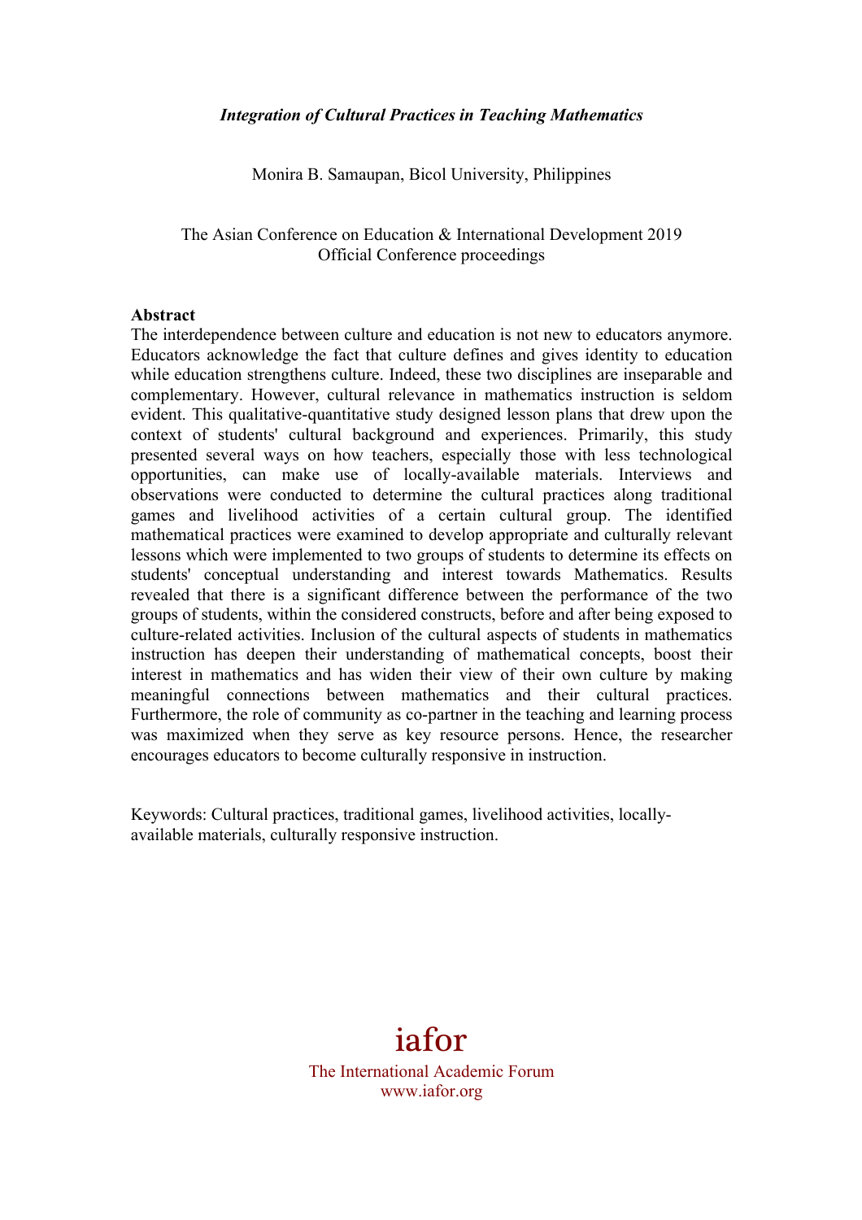*Integration of Cultural Practices in Teaching Mathematics*

Monira B. Samaupan, Bicol University, Philippines

The Asian Conference on Education & International Development 2019
Official Conference proceedings

**Abstract**

The interdependence between culture and education is not new to educators anymore. Educators acknowledge the fact that culture defines and gives identity to education while education strengthens culture. Indeed, these two disciplines are inseparable and complementary. However, cultural relevance in mathematics instruction is seldom evident. This qualitative-quantitative study designed lesson plans that drew upon the context of students' cultural background and experiences. Primarily, this study presented several ways on how teachers, especially those with less technological opportunities, can make use of locally-available materials. Interviews and observations were conducted to determine the cultural practices along traditional games and livelihood activities of a certain cultural group. The identified mathematical practices were examined to develop appropriate and culturally relevant lessons which were implemented to two groups of students to determine its effects on students' conceptual understanding and interest towards Mathematics. Results revealed that there is a significant difference between the performance of the two groups of students, within the considered constructs, before and after being exposed to culture-related activities. Inclusion of the cultural aspects of students in mathematics instruction has deepen their understanding of mathematical concepts, boost their interest in mathematics and has widen their view of their own culture by making meaningful connections between mathematics and their cultural practices. Furthermore, the role of community as co-partner in the teaching and learning process was maximized when they serve as key resource persons. Hence, the researcher encourages educators to become culturally responsive in instruction.

Keywords: Cultural practices, traditional games, livelihood activities, locally-available materials, culturally responsive instruction.

iafor
The International Academic Forum
www.iafor.org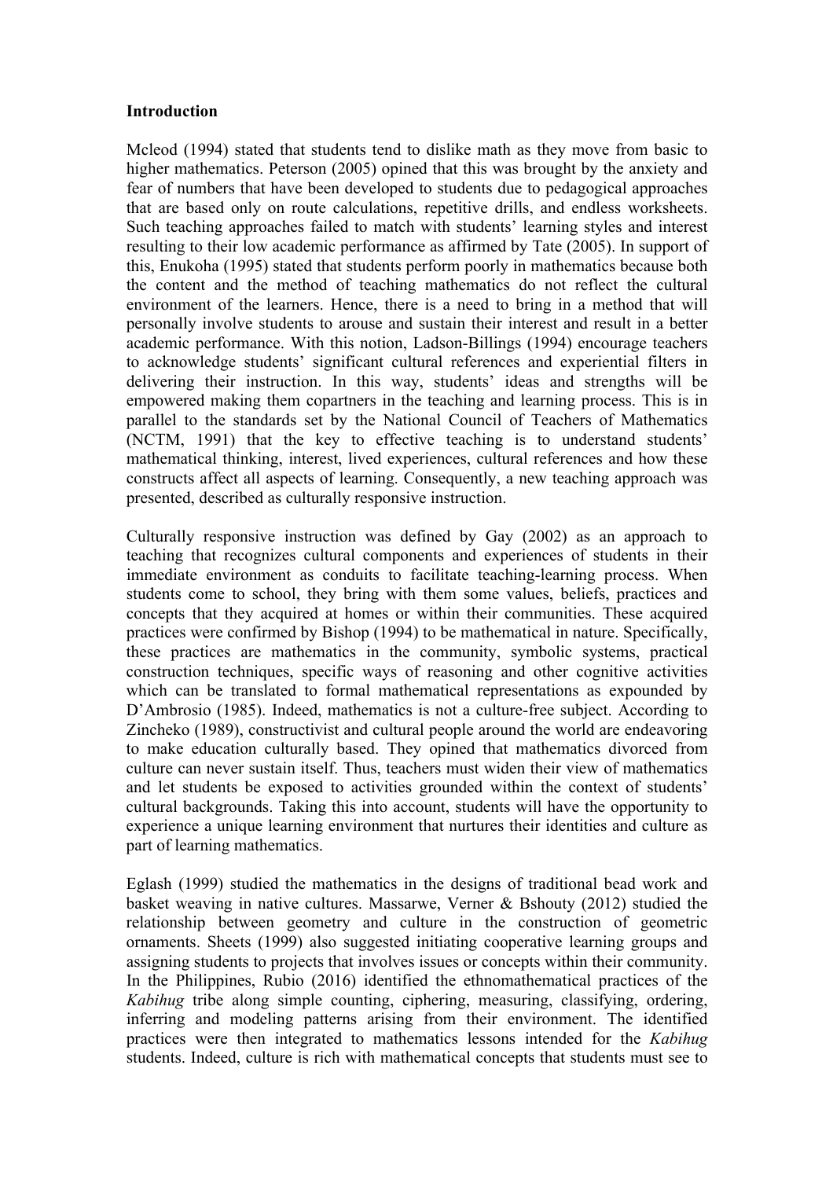**Introduction**

Mcleod (1994) stated that students tend to dislike math as they move from basic to higher mathematics. Peterson (2005) opined that this was brought by the anxiety and fear of numbers that have been developed to students due to pedagogical approaches that are based only on route calculations, repetitive drills, and endless worksheets. Such teaching approaches failed to match with students' learning styles and interest resulting to their low academic performance as affirmed by Tate (2005). In support of this, Enukoha (1995) stated that students perform poorly in mathematics because both the content and the method of teaching mathematics do not reflect the cultural environment of the learners. Hence, there is a need to bring in a method that will personally involve students to arouse and sustain their interest and result in a better academic performance. With this notion, Ladson-Billings (1994) encourage teachers to acknowledge students' significant cultural references and experiential filters in delivering their instruction. In this way, students' ideas and strengths will be empowered making them copartners in the teaching and learning process. This is in parallel to the standards set by the National Council of Teachers of Mathematics (NCTM, 1991) that the key to effective teaching is to understand students' mathematical thinking, interest, lived experiences, cultural references and how these constructs affect all aspects of learning. Consequently, a new teaching approach was presented, described as culturally responsive instruction.

Culturally responsive instruction was defined by Gay (2002) as an approach to teaching that recognizes cultural components and experiences of students in their immediate environment as conduits to facilitate teaching-learning process. When students come to school, they bring with them some values, beliefs, practices and concepts that they acquired at homes or within their communities. These acquired practices were confirmed by Bishop (1994) to be mathematical in nature. Specifically, these practices are mathematics in the community, symbolic systems, practical construction techniques, specific ways of reasoning and other cognitive activities which can be translated to formal mathematical representations as expounded by D'Ambrosio (1985). Indeed, mathematics is not a culture-free subject. According to Zincheko (1989), constructivist and cultural people around the world are endeavoring to make education culturally based. They opined that mathematics divorced from culture can never sustain itself. Thus, teachers must widen their view of mathematics and let students be exposed to activities grounded within the context of students' cultural backgrounds. Taking this into account, students will have the opportunity to experience a unique learning environment that nurtures their identities and culture as part of learning mathematics.

Eglash (1999) studied the mathematics in the designs of traditional bead work and basket weaving in native cultures. Massarwe, Verner & Bshouty (2012) studied the relationship between geometry and culture in the construction of geometric ornaments. Sheets (1999) also suggested initiating cooperative learning groups and assigning students to projects that involves issues or concepts within their community. In the Philippines, Rubio (2016) identified the ethnomathematical practices of the *Kabihug* tribe along simple counting, ciphering, measuring, classifying, ordering, inferring and modeling patterns arising from their environment. The identified practices were then integrated to mathematics lessons intended for the *Kabihug* students. Indeed, culture is rich with mathematical concepts that students must see to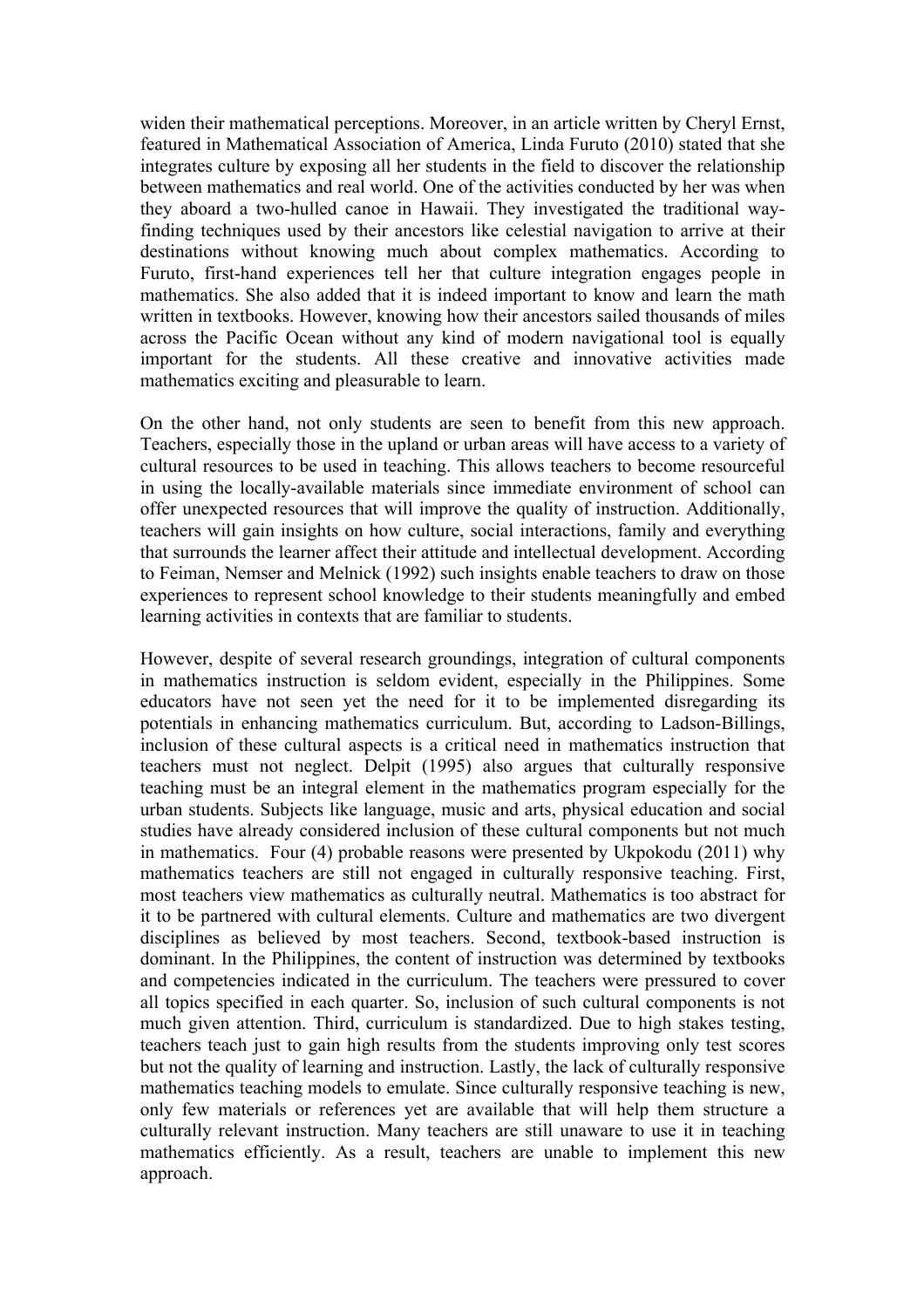widen their mathematical perceptions. Moreover, in an article written by Cheryl Ernst, featured in Mathematical Association of America, Linda Furuto (2010) stated that she integrates culture by exposing all her students in the field to discover the relationship between mathematics and real world. One of the activities conducted by her was when they aboard a two-hulled canoe in Hawaii. They investigated the traditional way-finding techniques used by their ancestors like celestial navigation to arrive at their destinations without knowing much about complex mathematics. According to Furuto, first-hand experiences tell her that culture integration engages people in mathematics. She also added that it is indeed important to know and learn the math written in textbooks. However, knowing how their ancestors sailed thousands of miles across the Pacific Ocean without any kind of modern navigational tool is equally important for the students. All these creative and innovative activities made mathematics exciting and pleasurable to learn.

On the other hand, not only students are seen to benefit from this new approach. Teachers, especially those in the upland or urban areas will have access to a variety of cultural resources to be used in teaching. This allows teachers to become resourceful in using the locally-available materials since immediate environment of school can offer unexpected resources that will improve the quality of instruction. Additionally, teachers will gain insights on how culture, social interactions, family and everything that surrounds the learner affect their attitude and intellectual development. According to Feiman, Nemser and Melnick (1992) such insights enable teachers to draw on those experiences to represent school knowledge to their students meaningfully and embed learning activities in contexts that are familiar to students.

However, despite of several research groundings, integration of cultural components in mathematics instruction is seldom evident, especially in the Philippines. Some educators have not seen yet the need for it to be implemented disregarding its potentials in enhancing mathematics curriculum. But, according to Ladson-Billings, inclusion of these cultural aspects is a critical need in mathematics instruction that teachers must not neglect. Delpit (1995) also argues that culturally responsive teaching must be an integral element in the mathematics program especially for the urban students. Subjects like language, music and arts, physical education and social studies have already considered inclusion of these cultural components but not much in mathematics. Four (4) probable reasons were presented by Ukpokodu (2011) why mathematics teachers are still not engaged in culturally responsive teaching. First, most teachers view mathematics as culturally neutral. Mathematics is too abstract for it to be partnered with cultural elements. Culture and mathematics are two divergent disciplines as believed by most teachers. Second, textbook-based instruction is dominant. In the Philippines, the content of instruction was determined by textbooks and competencies indicated in the curriculum. The teachers were pressured to cover all topics specified in each quarter. So, inclusion of such cultural components is not much given attention. Third, curriculum is standardized. Due to high stakes testing, teachers teach just to gain high results from the students improving only test scores but not the quality of learning and instruction. Lastly, the lack of culturally responsive mathematics teaching models to emulate. Since culturally responsive teaching is new, only few materials or references yet are available that will help them structure a culturally relevant instruction. Many teachers are still unaware to use it in teaching mathematics efficiently. As a result, teachers are unable to implement this new approach.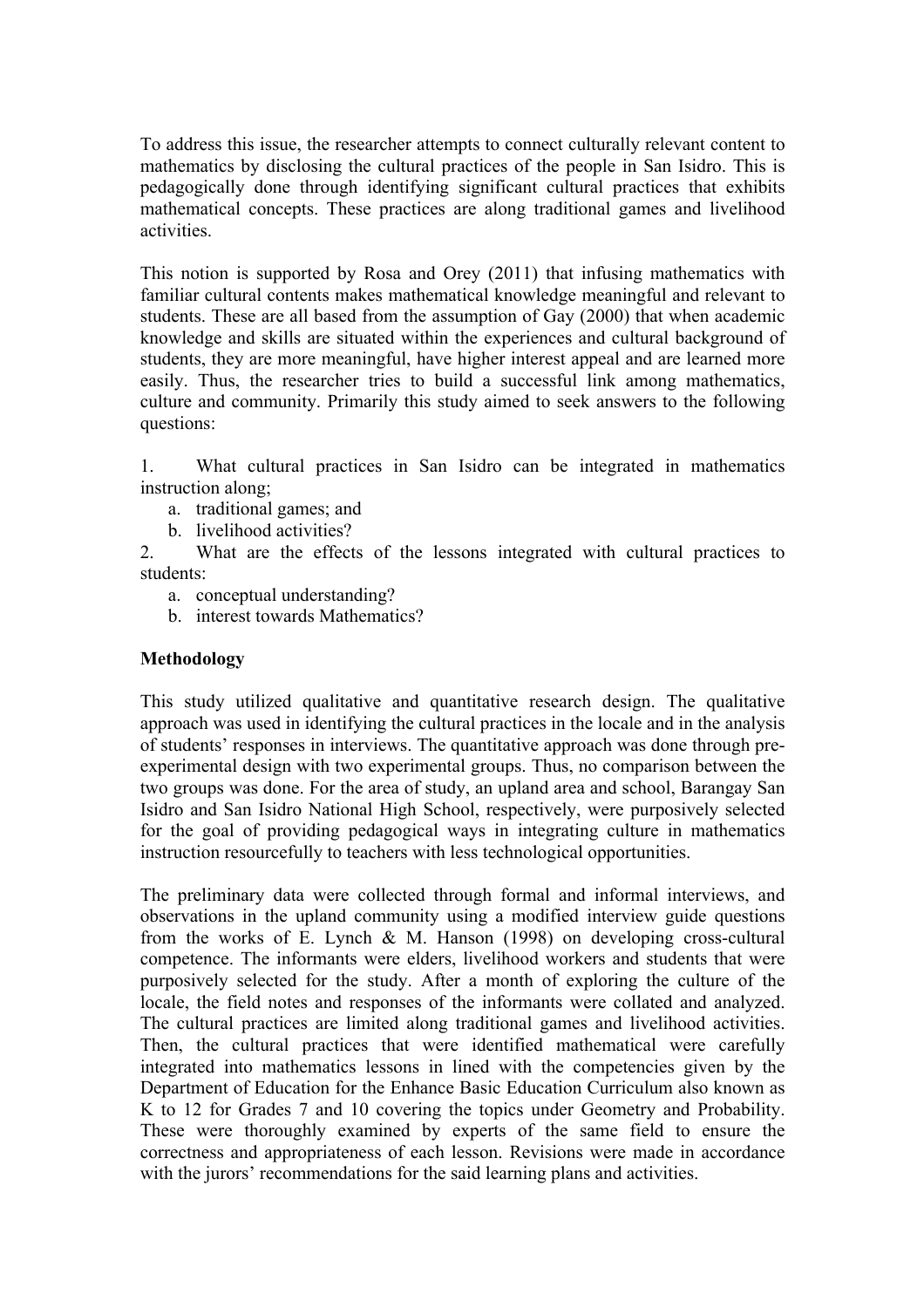To address this issue, the researcher attempts to connect culturally relevant content to mathematics by disclosing the cultural practices of the people in San Isidro. This is pedagogically done through identifying significant cultural practices that exhibits mathematical concepts. These practices are along traditional games and livelihood activities.

This notion is supported by Rosa and Orey (2011) that infusing mathematics with familiar cultural contents makes mathematical knowledge meaningful and relevant to students. These are all based from the assumption of Gay (2000) that when academic knowledge and skills are situated within the experiences and cultural background of students, they are more meaningful, have higher interest appeal and are learned more easily. Thus, the researcher tries to build a successful link among mathematics, culture and community. Primarily this study aimed to seek answers to the following questions:

1. What cultural practices in San Isidro can be integrated in mathematics instruction along;
    a. traditional games; and
    b. livelihood activities?
2. What are the effects of the lessons integrated with cultural practices to students:
    a. conceptual understanding?
    b. interest towards Mathematics?

**Methodology**

This study utilized qualitative and quantitative research design. The qualitative approach was used in identifying the cultural practices in the locale and in the analysis of students' responses in interviews. The quantitative approach was done through pre-experimental design with two experimental groups. Thus, no comparison between the two groups was done. For the area of study, an upland area and school, Barangay San Isidro and San Isidro National High School, respectively, were purposively selected for the goal of providing pedagogical ways in integrating culture in mathematics instruction resourcefully to teachers with less technological opportunities.

The preliminary data were collected through formal and informal interviews, and observations in the upland community using a modified interview guide questions from the works of E. Lynch & M. Hanson (1998) on developing cross-cultural competence. The informants were elders, livelihood workers and students that were purposively selected for the study. After a month of exploring the culture of the locale, the field notes and responses of the informants were collated and analyzed. The cultural practices are limited along traditional games and livelihood activities. Then, the cultural practices that were identified mathematical were carefully integrated into mathematics lessons in lined with the competencies given by the Department of Education for the Enhance Basic Education Curriculum also known as K to 12 for Grades 7 and 10 covering the topics under Geometry and Probability. These were thoroughly examined by experts of the same field to ensure the correctness and appropriateness of each lesson. Revisions were made in accordance with the jurors' recommendations for the said learning plans and activities.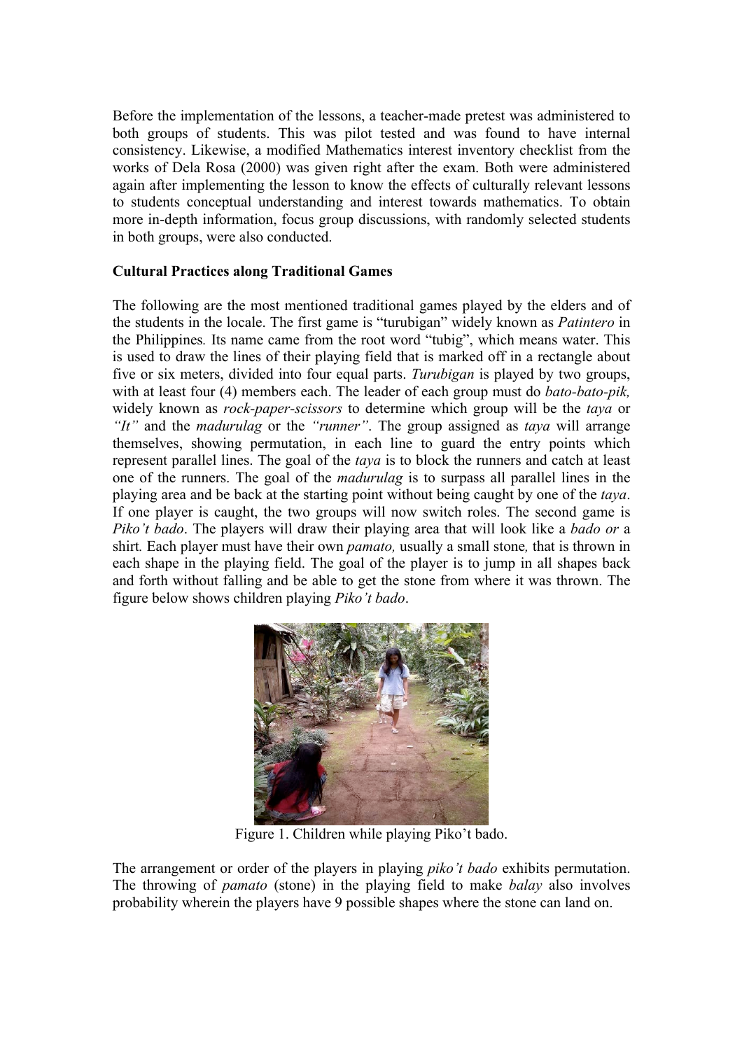Before the implementation of the lessons, a teacher-made pretest was administered to both groups of students. This was pilot tested and was found to have internal consistency. Likewise, a modified Mathematics interest inventory checklist from the works of Dela Rosa (2000) was given right after the exam. Both were administered again after implementing the lesson to know the effects of culturally relevant lessons to students conceptual understanding and interest towards mathematics. To obtain more in-depth information, focus group discussions, with randomly selected students in both groups, were also conducted.

**Cultural Practices along Traditional Games**

The following are the most mentioned traditional games played by the elders and of the students in the locale. The first game is "turubigan" widely known as *Patintero* in the Philippines. Its name came from the root word "tubig", which means water. This is used to draw the lines of their playing field that is marked off in a rectangle about five or six meters, divided into four equal parts. *Turubigan* is played by two groups, with at least four (4) members each. The leader of each group must do *bato-bato-pik,* widely known as *rock-paper-scissors* to determine which group will be the *taya* or *"It"* and the *madurulag* or the *"runner"*. The group assigned as *taya* will arrange themselves, showing permutation, in each line to guard the entry points which represent parallel lines. The goal of the *taya* is to block the runners and catch at least one of the runners. The goal of the *madurulag* is to surpass all parallel lines in the playing area and be back at the starting point without being caught by one of the *taya*. If one player is caught, the two groups will now switch roles. The second game is *Piko't bado*. The players will draw their playing area that will look like a *bado or* a shirt. Each player must have their own *pamato,* usually a small stone, that is thrown in each shape in the playing field. The goal of the player is to jump in all shapes back and forth without falling and be able to get the stone from where it was thrown. The figure below shows children playing *Piko't bado*.

Figure 1. Children while playing Piko't bado.

The arrangement or order of the players in playing *piko't bado* exhibits permutation. The throwing of *pamato* (stone) in the playing field to make *balay* also involves probability wherein the players have 9 possible shapes where the stone can land on.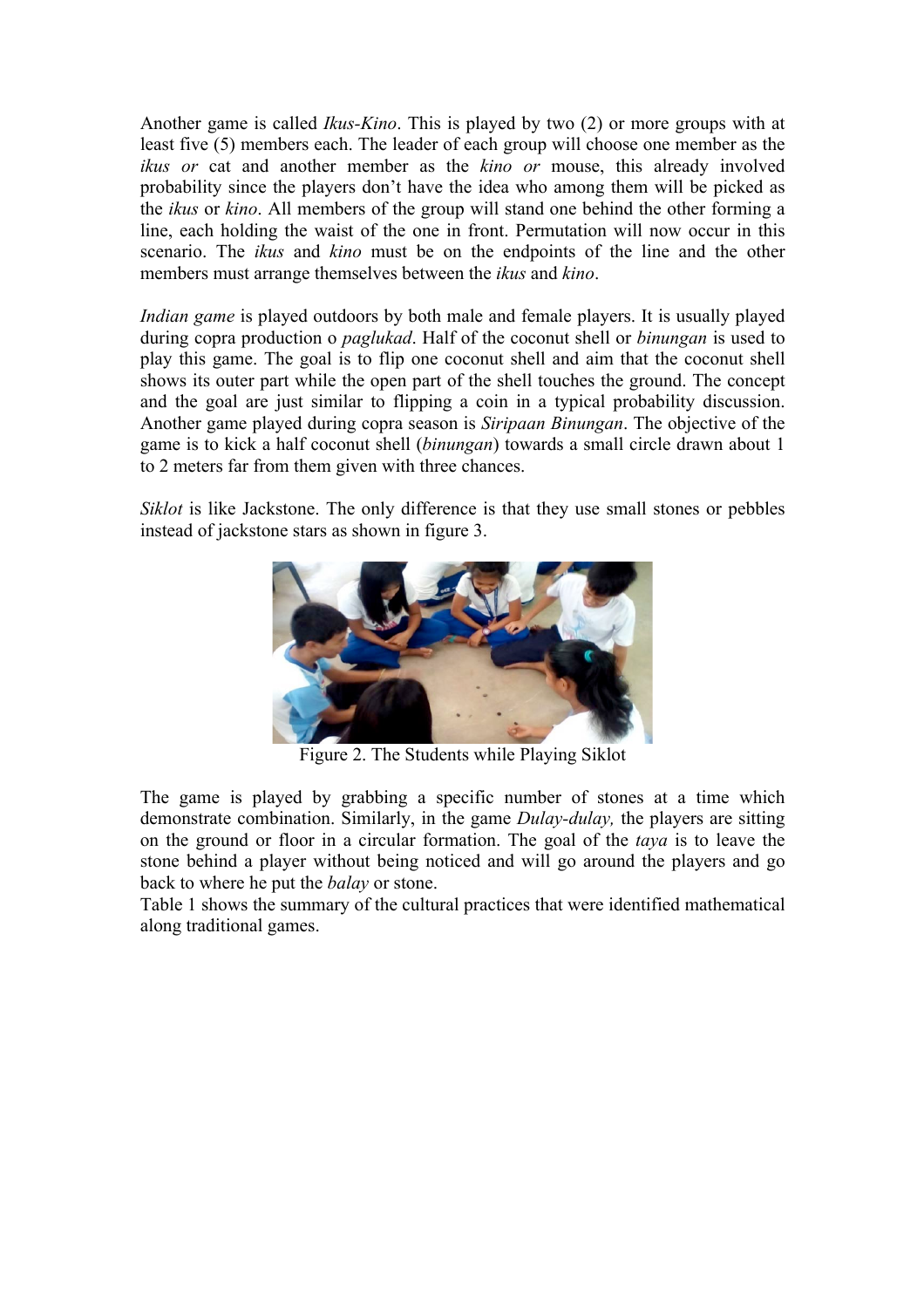Another game is called *Ikus-Kino*. This is played by two (2) or more groups with at least five (5) members each. The leader of each group will choose one member as the *ikus or* cat and another member as the *kino or* mouse, this already involved probability since the players don't have the idea who among them will be picked as the *ikus* or *kino*. All members of the group will stand one behind the other forming a line, each holding the waist of the one in front. Permutation will now occur in this scenario. The *ikus* and *kino* must be on the endpoints of the line and the other members must arrange themselves between the *ikus* and *kino*.

*Indian game* is played outdoors by both male and female players. It is usually played during copra production o *paglukad*. Half of the coconut shell or *binungan* is used to play this game. The goal is to flip one coconut shell and aim that the coconut shell shows its outer part while the open part of the shell touches the ground. The concept and the goal are just similar to flipping a coin in a typical probability discussion. Another game played during copra season is *Siripaan Binungan*. The objective of the game is to kick a half coconut shell (*binungan*) towards a small circle drawn about 1 to 2 meters far from them given with three chances.

*Siklot* is like Jackstone. The only difference is that they use small stones or pebbles instead of jackstone stars as shown in figure 3.

Figure 2. The Students while Playing Siklot

The game is played by grabbing a specific number of stones at a time which demonstrate combination. Similarly, in the game *Dulay-dulay,* the players are sitting on the ground or floor in a circular formation. The goal of the *taya* is to leave the stone behind a player without being noticed and will go around the players and go back to where he put the *balay* or stone.

Table 1 shows the summary of the cultural practices that were identified mathematical along traditional games.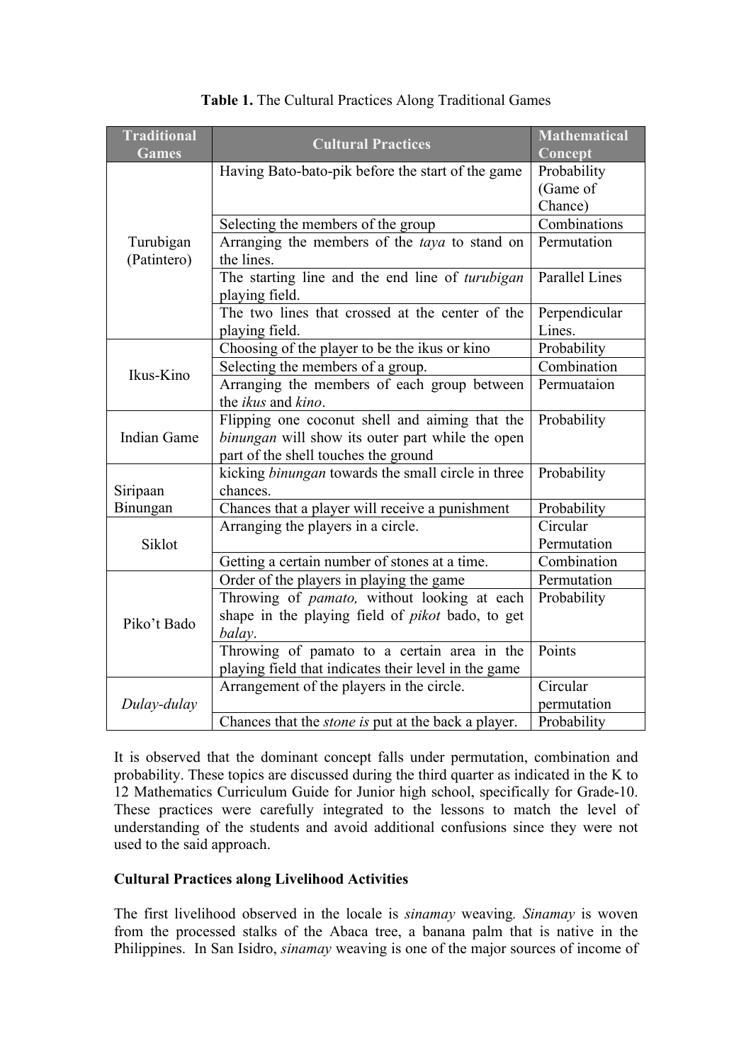**Table 1.** The Cultural Practices Along Traditional Games

| Traditional Games | Cultural Practices | Mathematical Concept |
|---|---|---|
| Turubigan (Patintero) | Having Bato-bato-pik before the start of the game | Probability (Game of Chance) |
| | Selecting the members of the group | Combinations |
| | Arranging the members of the *taya* to stand on the lines. | Permutation |
| | The starting line and the end line of *turubigan* playing field. | Parallel Lines |
| | The two lines that crossed at the center of the playing field. | Perpendicular Lines. |
| Ikus-Kino | Choosing of the player to be the ikus or kino | Probability |
| | Selecting the members of a group. | Combination |
| | Arranging the members of each group between the *ikus* and *kino*. | Permuataion |
| Indian Game | Flipping one coconut shell and aiming that the *binungan* will show its outer part while the open part of the shell touches the ground | Probability |
| Siripaan Binungan | kicking *binungan* towards the small circle in three chances. | Probability |
| | Chances that a player will receive a punishment | Probability |
| Siklot | Arranging the players in a circle. | Circular Permutation |
| | Getting a certain number of stones at a time. | Combination |
| Piko't Bado | Order of the players in playing the game | Permutation |
| | Throwing of *pamato,* without looking at each shape in the playing field of *pikot* bado, to get *balay*. | Probability |
| | Throwing of pamato to a certain area in the playing field that indicates their level in the game | Points |
| *Dulay-dulay* | Arrangement of the players in the circle. | Circular permutation |
| | Chances that the *stone is* put at the back a player. | Probability |

It is observed that the dominant concept falls under permutation, combination and probability. These topics are discussed during the third quarter as indicated in the K to 12 Mathematics Curriculum Guide for Junior high school, specifically for Grade-10. These practices were carefully integrated to the lessons to match the level of understanding of the students and avoid additional confusions since they were not used to the said approach.

**Cultural Practices along Livelihood Activities**

The first livelihood observed in the locale is *sinamay* weaving*. Sinamay* is woven from the processed stalks of the Abaca tree, a banana palm that is native in the Philippines. In San Isidro, *sinamay* weaving is one of the major sources of income of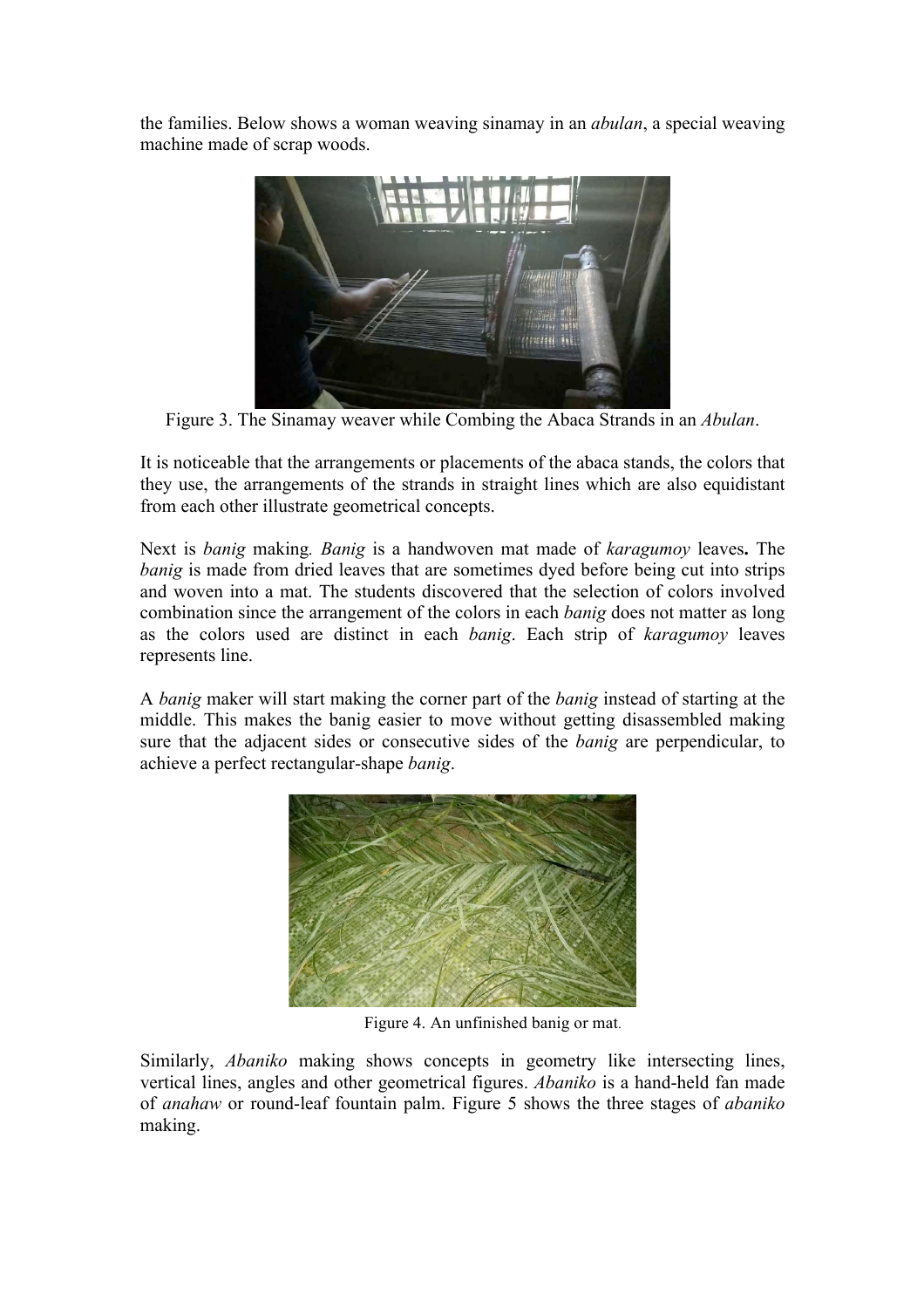the families. Below shows a woman weaving sinamay in an *abulan*, a special weaving machine made of scrap woods.

Figure 3. The Sinamay weaver while Combing the Abaca Strands in an *Abulan*.

It is noticeable that the arrangements or placements of the abaca stands, the colors that they use, the arrangements of the strands in straight lines which are also equidistant from each other illustrate geometrical concepts.

Next is *banig* making*. Banig* is a handwoven mat made of *karagumoy* leaves**.** The *banig* is made from dried leaves that are sometimes dyed before being cut into strips and woven into a mat. The students discovered that the selection of colors involved combination since the arrangement of the colors in each *banig* does not matter as long as the colors used are distinct in each *banig*. Each strip of *karagumoy* leaves represents line.

A *banig* maker will start making the corner part of the *banig* instead of starting at the middle. This makes the banig easier to move without getting disassembled making sure that the adjacent sides or consecutive sides of the *banig* are perpendicular, to achieve a perfect rectangular-shape *banig*.

Figure 4. An unfinished banig or mat.

Similarly, *Abaniko* making shows concepts in geometry like intersecting lines, vertical lines, angles and other geometrical figures. *Abaniko* is a hand-held fan made of *anahaw* or round-leaf fountain palm. Figure 5 shows the three stages of *abaniko* making.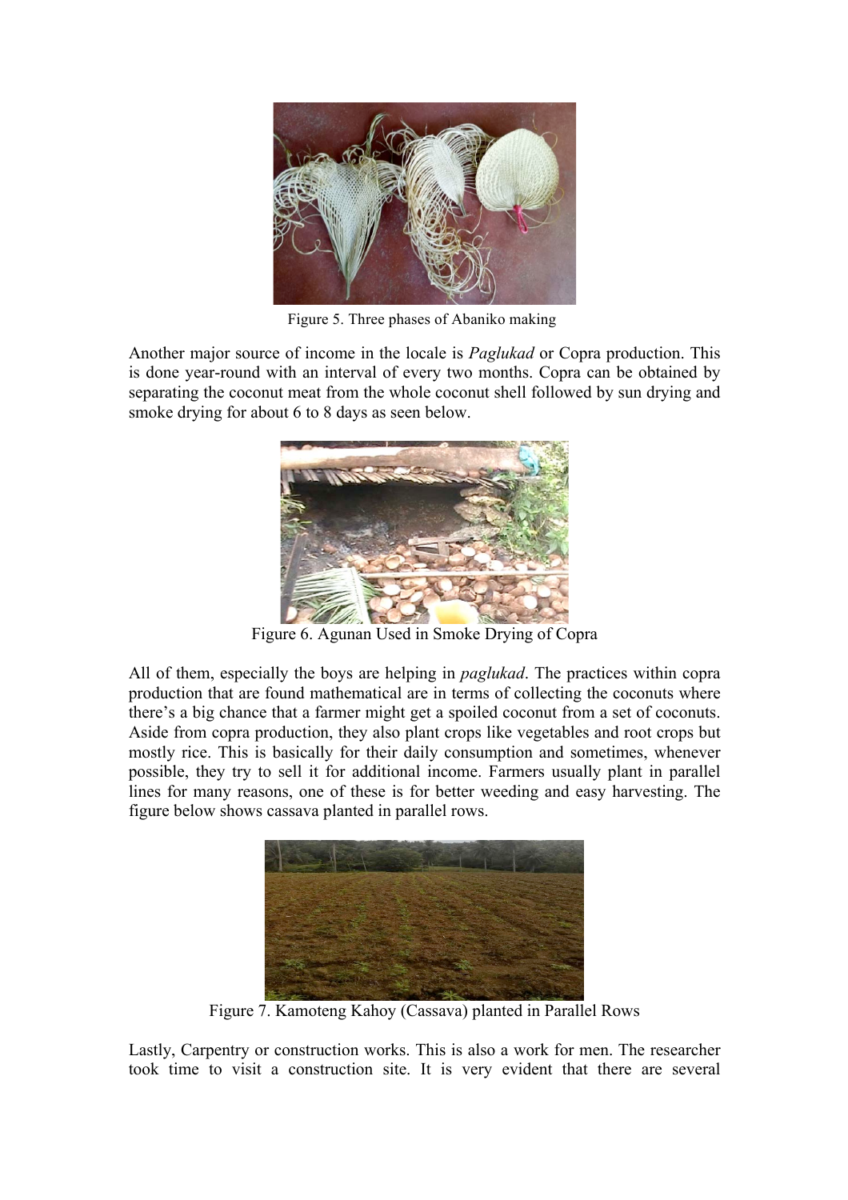Figure 5. Three phases of Abaniko making

Another major source of income in the locale is *Paglukad* or Copra production. This is done year-round with an interval of every two months. Copra can be obtained by separating the coconut meat from the whole coconut shell followed by sun drying and smoke drying for about 6 to 8 days as seen below.

Figure 6. Agunan Used in Smoke Drying of Copra

All of them, especially the boys are helping in *paglukad*. The practices within copra production that are found mathematical are in terms of collecting the coconuts where there's a big chance that a farmer might get a spoiled coconut from a set of coconuts. Aside from copra production, they also plant crops like vegetables and root crops but mostly rice. This is basically for their daily consumption and sometimes, whenever possible, they try to sell it for additional income. Farmers usually plant in parallel lines for many reasons, one of these is for better weeding and easy harvesting. The figure below shows cassava planted in parallel rows.

Figure 7. Kamoteng Kahoy (Cassava) planted in Parallel Rows

Lastly, Carpentry or construction works. This is also a work for men. The researcher took time to visit a construction site. It is very evident that there are several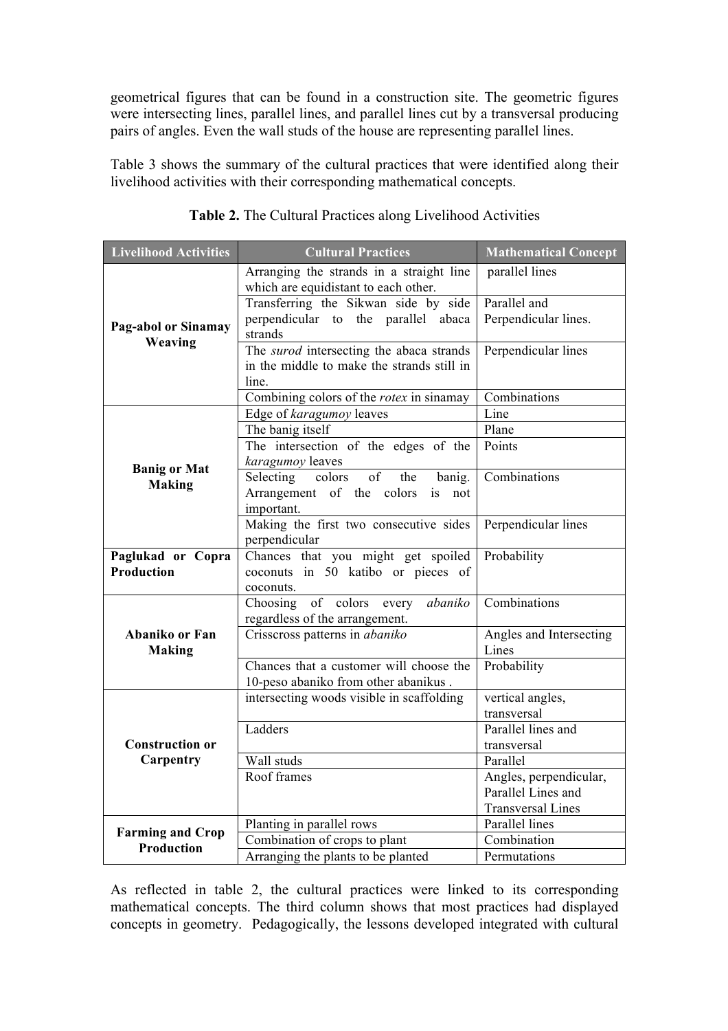geometrical figures that can be found in a construction site. The geometric figures were intersecting lines, parallel lines, and parallel lines cut by a transversal producing pairs of angles. Even the wall studs of the house are representing parallel lines.

Table 3 shows the summary of the cultural practices that were identified along their livelihood activities with their corresponding mathematical concepts.

**Table 2.** The Cultural Practices along Livelihood Activities

| Livelihood Activities | Cultural Practices | Mathematical Concept |
|---|---|---|
| **Pag-abol or Sinamay Weaving** | Arranging the strands in a straight line which are equidistant to each other. | parallel lines |
| | Transferring the Sikwan side by side perpendicular to the parallel abaca strands | Parallel and Perpendicular lines. |
| | The *surod* intersecting the abaca strands in the middle to make the strands still in line. | Perpendicular lines |
| | Combining colors of the *rotex* in sinamay | Combinations |
| **Banig or Mat Making** | Edge of *karagumoy* leaves | Line |
| | The banig itself | Plane |
| | The intersection of the edges of the *karagumoy* leaves | Points |
| | Selecting colors of the banig. Arrangement of the colors is not important. | Combinations |
| | Making the first two consecutive sides perpendicular | Perpendicular lines |
| **Paglukad or Copra Production** | Chances that you might get spoiled coconuts in 50 katibo or pieces of coconuts. | Probability |
| **Abaniko or Fan Making** | Choosing of colors every *abaniko* regardless of the arrangement. | Combinations |
| | Crisscross patterns in *abaniko* | Angles and Intersecting Lines |
| | Chances that a customer will choose the 10-peso abaniko from other abanikus . | Probability |
| **Construction or Carpentry** | intersecting woods visible in scaffolding | vertical angles, transversal |
| | Ladders | Parallel lines and transversal |
| | Wall studs | Parallel |
| | Roof frames | Angles, perpendicular, Parallel Lines and Transversal Lines |
| **Farming and Crop Production** | Planting in parallel rows | Parallel lines |
| | Combination of crops to plant | Combination |
| | Arranging the plants to be planted | Permutations |

As reflected in table 2, the cultural practices were linked to its corresponding mathematical concepts. The third column shows that most practices had displayed concepts in geometry. Pedagogically, the lessons developed integrated with cultural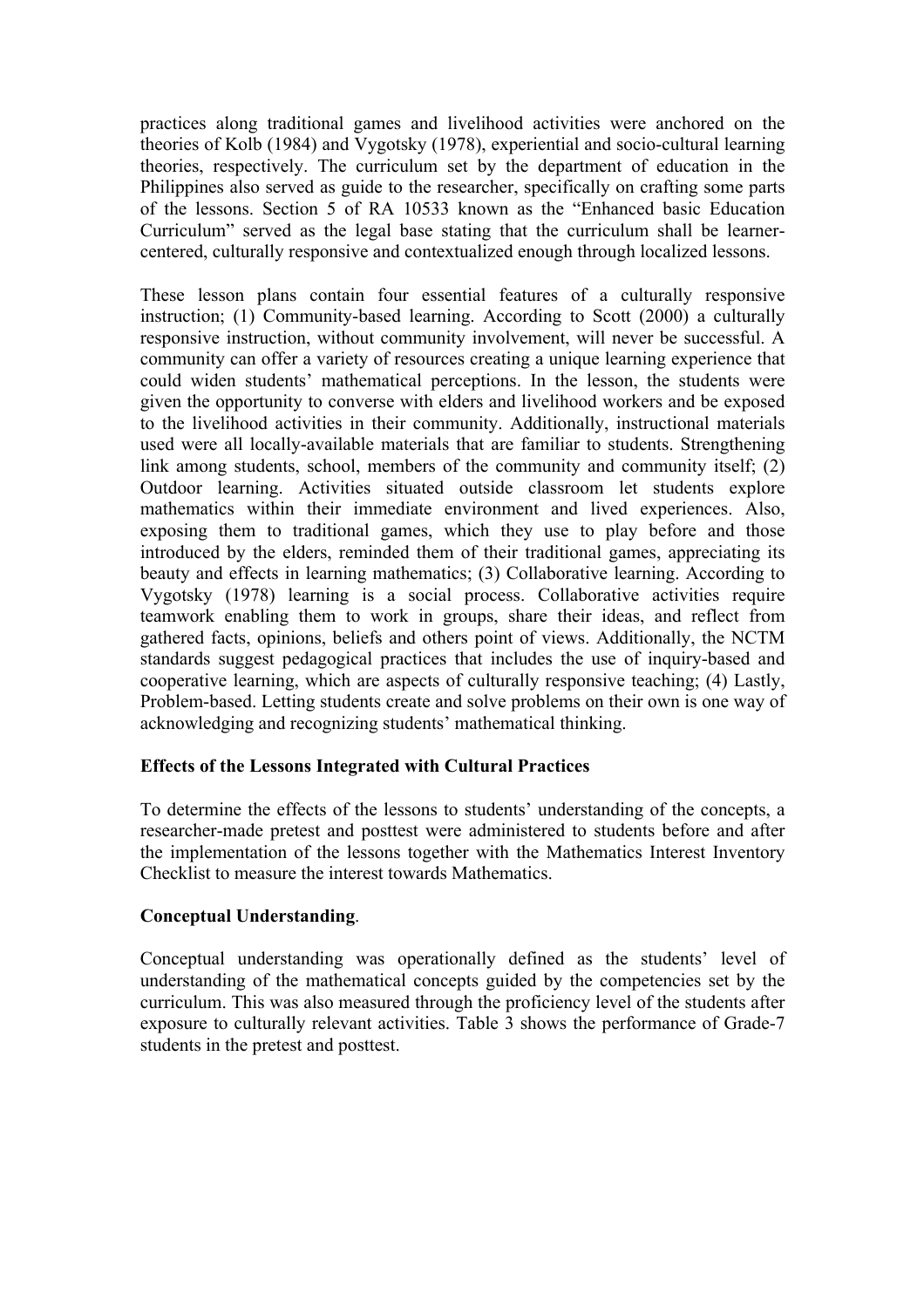practices along traditional games and livelihood activities were anchored on the theories of Kolb (1984) and Vygotsky (1978), experiential and socio-cultural learning theories, respectively. The curriculum set by the department of education in the Philippines also served as guide to the researcher, specifically on crafting some parts of the lessons. Section 5 of RA 10533 known as the "Enhanced basic Education Curriculum" served as the legal base stating that the curriculum shall be learner-centered, culturally responsive and contextualized enough through localized lessons.

These lesson plans contain four essential features of a culturally responsive instruction; (1) Community-based learning. According to Scott (2000) a culturally responsive instruction, without community involvement, will never be successful. A community can offer a variety of resources creating a unique learning experience that could widen students' mathematical perceptions. In the lesson, the students were given the opportunity to converse with elders and livelihood workers and be exposed to the livelihood activities in their community. Additionally, instructional materials used were all locally-available materials that are familiar to students. Strengthening link among students, school, members of the community and community itself; (2) Outdoor learning. Activities situated outside classroom let students explore mathematics within their immediate environment and lived experiences. Also, exposing them to traditional games, which they use to play before and those introduced by the elders, reminded them of their traditional games, appreciating its beauty and effects in learning mathematics; (3) Collaborative learning. According to Vygotsky (1978) learning is a social process. Collaborative activities require teamwork enabling them to work in groups, share their ideas, and reflect from gathered facts, opinions, beliefs and others point of views. Additionally, the NCTM standards suggest pedagogical practices that includes the use of inquiry-based and cooperative learning, which are aspects of culturally responsive teaching; (4) Lastly, Problem-based. Letting students create and solve problems on their own is one way of acknowledging and recognizing students' mathematical thinking.

**Effects of the Lessons Integrated with Cultural Practices**

To determine the effects of the lessons to students' understanding of the concepts, a researcher-made pretest and posttest were administered to students before and after the implementation of the lessons together with the Mathematics Interest Inventory Checklist to measure the interest towards Mathematics.

**Conceptual Understanding**.

Conceptual understanding was operationally defined as the students' level of understanding of the mathematical concepts guided by the competencies set by the curriculum. This was also measured through the proficiency level of the students after exposure to culturally relevant activities. Table 3 shows the performance of Grade-7 students in the pretest and posttest.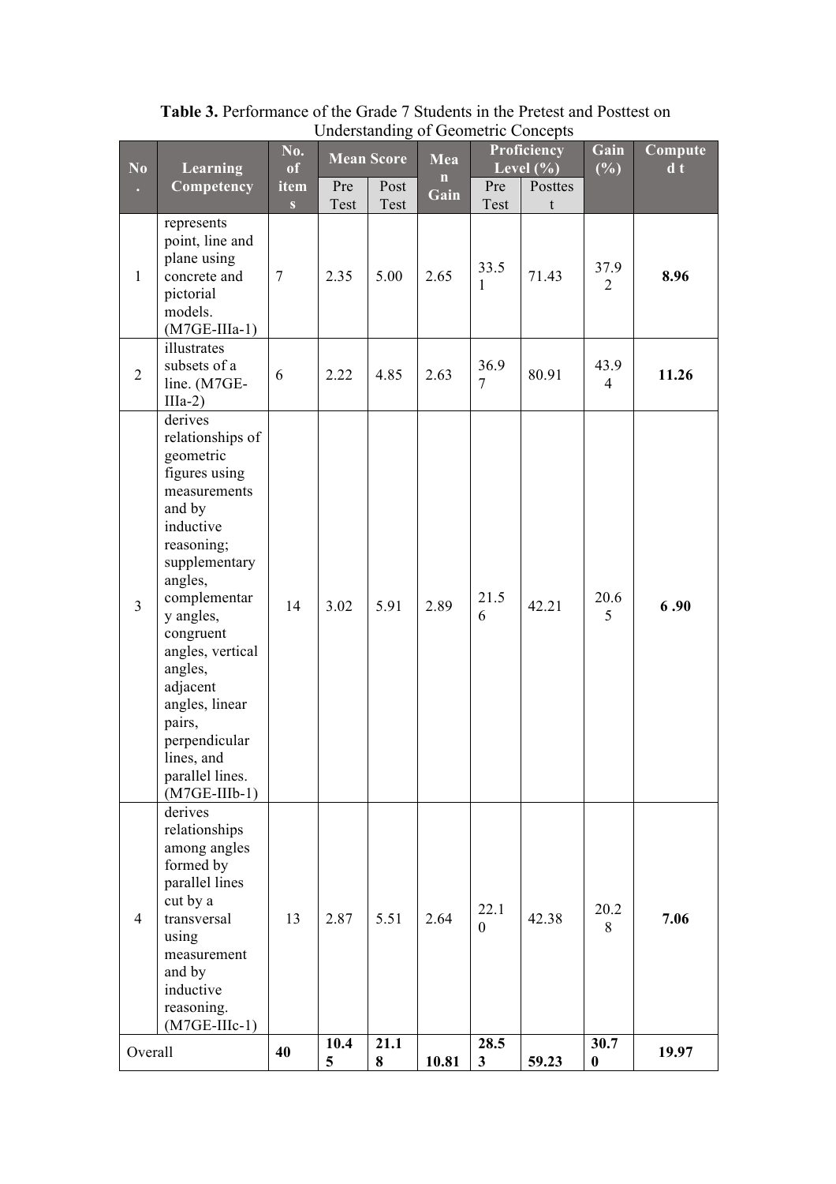**Table 3.** Performance of the Grade 7 Students in the Pretest and Posttest on Understanding of Geometric Concepts

| No. | Learning Competency | No. of items | Mean Score | | Mean Gain | Proficiency Level (%) | | Gain (%) | Computed t |
|---|---|---|---|---|---|---|---|---|---|
| | | | Pre Test | Post Test | | Pre Test | Posttest | | |
| 1 | represents point, line and plane using concrete and pictorial models. (M7GE-IIIa-1) | 7 | 2.35 | 5.00 | 2.65 | 33.51 | 71.43 | 37.92 | **8.96** |
| 2 | illustrates subsets of a line. (M7GE-IIIa-2) | 6 | 2.22 | 4.85 | 2.63 | 36.97 | 80.91 | 43.94 | **11.26** |
| 3 | derives relationships of geometric figures using measurements and by inductive reasoning; supplementary angles, complementary angles, congruent angles, vertical angles, adjacent angles, linear pairs, perpendicular lines, and parallel lines. (M7GE-IIIb-1) | 14 | 3.02 | 5.91 | 2.89 | 21.56 | 42.21 | 20.65 | **6 .90** |
| 4 | derives relationships among angles formed by parallel lines cut by a transversal using measurement and by inductive reasoning. (M7GE-IIIc-1) | 13 | 2.87 | 5.51 | 2.64 | 22.10 | 42.38 | 20.28 | **7.06** |
| Overall | | **40** | **10.45** | **21.18** | **10.81** | **28.53** | **59.23** | **30.70** | **19.97** |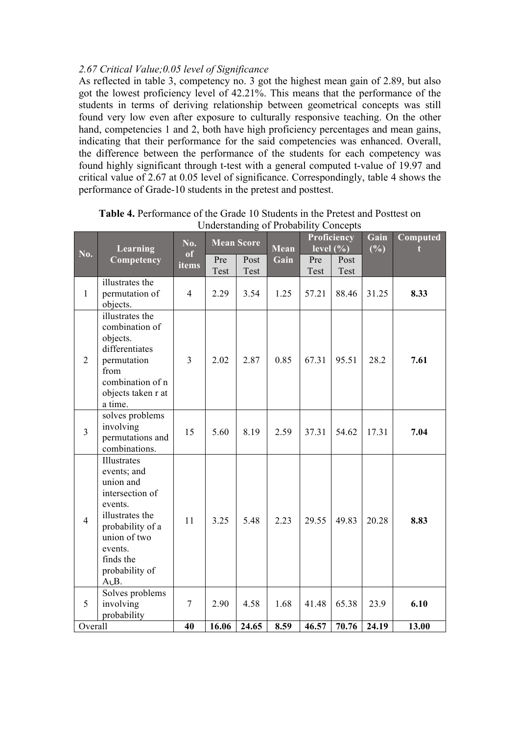*2.67 Critical Value;0.05 level of Significance*

As reflected in table 3, competency no. 3 got the highest mean gain of 2.89, but also got the lowest proficiency level of 42.21%. This means that the performance of the students in terms of deriving relationship between geometrical concepts was still found very low even after exposure to culturally responsive teaching. On the other hand, competencies 1 and 2, both have high proficiency percentages and mean gains, indicating that their performance for the said competencies was enhanced. Overall, the difference between the performance of the students for each competency was found highly significant through t-test with a general computed t-value of 19.97 and critical value of 2.67 at 0.05 level of significance. Correspondingly, table 4 shows the performance of Grade-10 students in the pretest and posttest.

**Table 4.** Performance of the Grade 10 Students in the Pretest and Posttest on Understanding of Probability Concepts

| No. | Learning Competency | No. of items | Mean Score | | Mean Gain | Proficiency level (%) | | Gain (%) | Computed t |
|---|---|---|---|---|---|---|---|---|---|
| | | | Pre Test | Post Test | | Pre Test | Post Test | | |
| 1 | illustrates the permutation of objects. | 4 | 2.29 | 3.54 | 1.25 | 57.21 | 88.46 | 31.25 | **8.33** |
| 2 | illustrates the combination of objects. differentiates permutation from combination of n objects taken r at a time. | 3 | 2.02 | 2.87 | 0.85 | 67.31 | 95.51 | 28.2 | **7.61** |
| 3 | solves problems involving permutations and combinations. | 15 | 5.60 | 8.19 | 2.59 | 37.31 | 54.62 | 17.31 | **7.04** |
| 4 | Illustrates events; and union and intersection of events. illustrates the probability of a union of two events. finds the probability of $A \cup B$. | 11 | 3.25 | 5.48 | 2.23 | 29.55 | 49.83 | 20.28 | **8.83** |
| 5 | Solves problems involving probability | 7 | 2.90 | 4.58 | 1.68 | 41.48 | 65.38 | 23.9 | **6.10** |
| Overall | | **40** | **16.06** | **24.65** | **8.59** | **46.57** | **70.76** | **24.19** | **13.00** |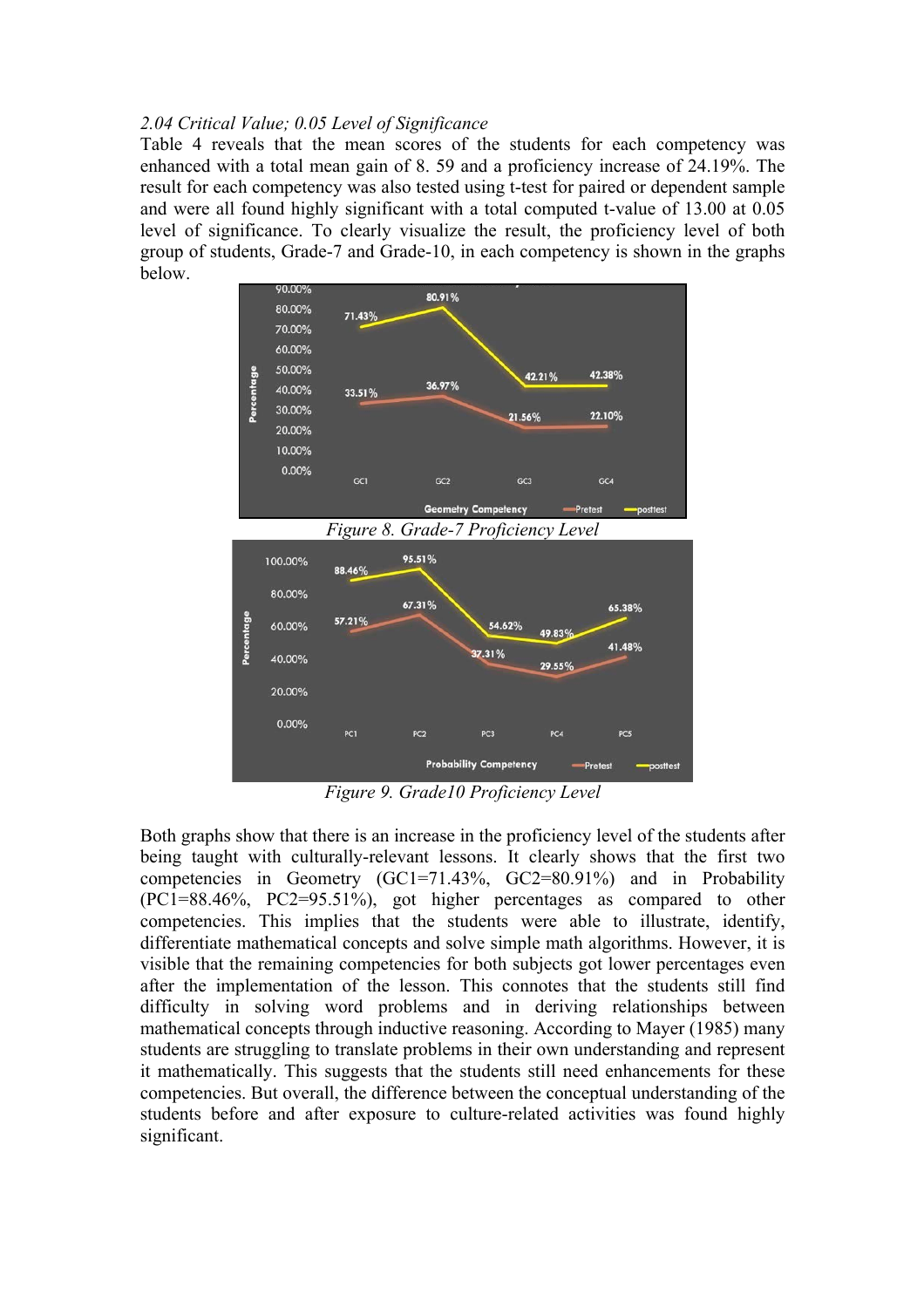*2.04 Critical Value; 0.05 Level of Significance*

Table 4 reveals that the mean scores of the students for each competency was enhanced with a total mean gain of 8. 59 and a proficiency increase of 24.19%. The result for each competency was also tested using t-test for paired or dependent sample and were all found highly significant with a total computed t-value of 13.00 at 0.05 level of significance. To clearly visualize the result, the proficiency level of both group of students, Grade-7 and Grade-10, in each competency is shown in the graphs below.

*Figure 8. Grade-7 Proficiency Level*

*Figure 9. Grade10 Proficiency Level*

Both graphs show that there is an increase in the proficiency level of the students after being taught with culturally-relevant lessons. It clearly shows that the first two competencies in Geometry (GC1=71.43%, GC2=80.91%) and in Probability (PC1=88.46%, PC2=95.51%), got higher percentages as compared to other competencies. This implies that the students were able to illustrate, identify, differentiate mathematical concepts and solve simple math algorithms. However, it is visible that the remaining competencies for both subjects got lower percentages even after the implementation of the lesson. This connotes that the students still find difficulty in solving word problems and in deriving relationships between mathematical concepts through inductive reasoning. According to Mayer (1985) many students are struggling to translate problems in their own understanding and represent it mathematically. This suggests that the students still need enhancements for these competencies. But overall, the difference between the conceptual understanding of the students before and after exposure to culture-related activities was found highly significant.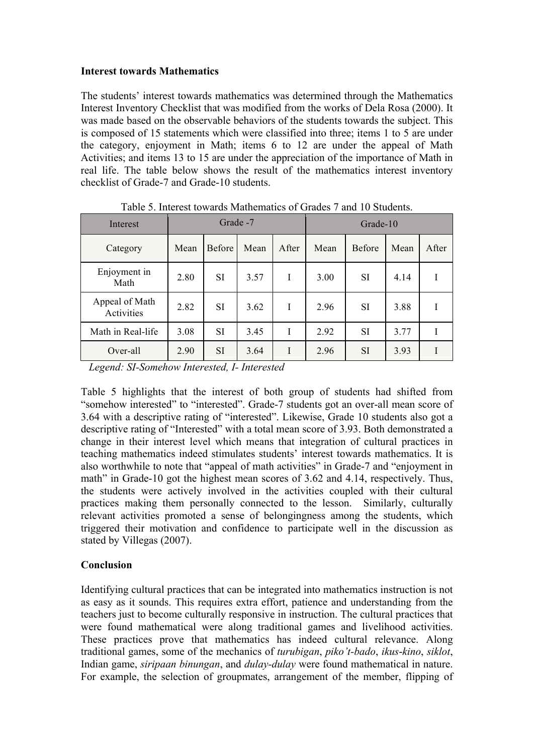### Interest towards Mathematics

The students' interest towards mathematics was determined through the Mathematics Interest Inventory Checklist that was modified from the works of Dela Rosa (2000). It was made based on the observable behaviors of the students towards the subject. This is composed of 15 statements which were classified into three; items 1 to 5 are under the category, enjoyment in Math; items 6 to 12 are under the appeal of Math Activities; and items 13 to 15 are under the appreciation of the importance of Math in real life. The table below shows the result of the mathematics interest inventory checklist of Grade-7 and Grade-10 students.

Table 5. Interest towards Mathematics of Grades 7 and 10 Students.

| Interest | Grade -7 | | | | Grade-10 | | | |
|---|---|---|---|---|---|---|---|---|
| Category | Mean | Before | Mean | After | Mean | Before | Mean | After |
| Enjoyment in Math | 2.80 | SI | 3.57 | I | 3.00 | SI | 4.14 | I |
| Appeal of Math Activities | 2.82 | SI | 3.62 | I | 2.96 | SI | 3.88 | I |
| Math in Real-life | 3.08 | SI | 3.45 | I | 2.92 | SI | 3.77 | I |
| Over-all | 2.90 | SI | 3.64 | I | 2.96 | SI | 3.93 | I |

*Legend: SI-Somehow Interested, I- Interested*

Table 5 highlights that the interest of both group of students had shifted from "somehow interested" to "interested". Grade-7 students got an over-all mean score of 3.64 with a descriptive rating of "interested". Likewise, Grade 10 students also got a descriptive rating of "Interested" with a total mean score of 3.93. Both demonstrated a change in their interest level which means that integration of cultural practices in teaching mathematics indeed stimulates students' interest towards mathematics. It is also worthwhile to note that "appeal of math activities" in Grade-7 and "enjoyment in math" in Grade-10 got the highest mean scores of 3.62 and 4.14, respectively. Thus, the students were actively involved in the activities coupled with their cultural practices making them personally connected to the lesson. Similarly, culturally relevant activities promoted a sense of belongingness among the students, which triggered their motivation and confidence to participate well in the discussion as stated by Villegas (2007).

### Conclusion

Identifying cultural practices that can be integrated into mathematics instruction is not as easy as it sounds. This requires extra effort, patience and understanding from the teachers just to become culturally responsive in instruction. The cultural practices that were found mathematical were along traditional games and livelihood activities. These practices prove that mathematics has indeed cultural relevance. Along traditional games, some of the mechanics of *turubigan*, *piko't-bado*, *ikus-kino*, *siklot*, Indian game, *siripaan binungan*, and *dulay-dulay* were found mathematical in nature. For example, the selection of groupmates, arrangement of the member, flipping of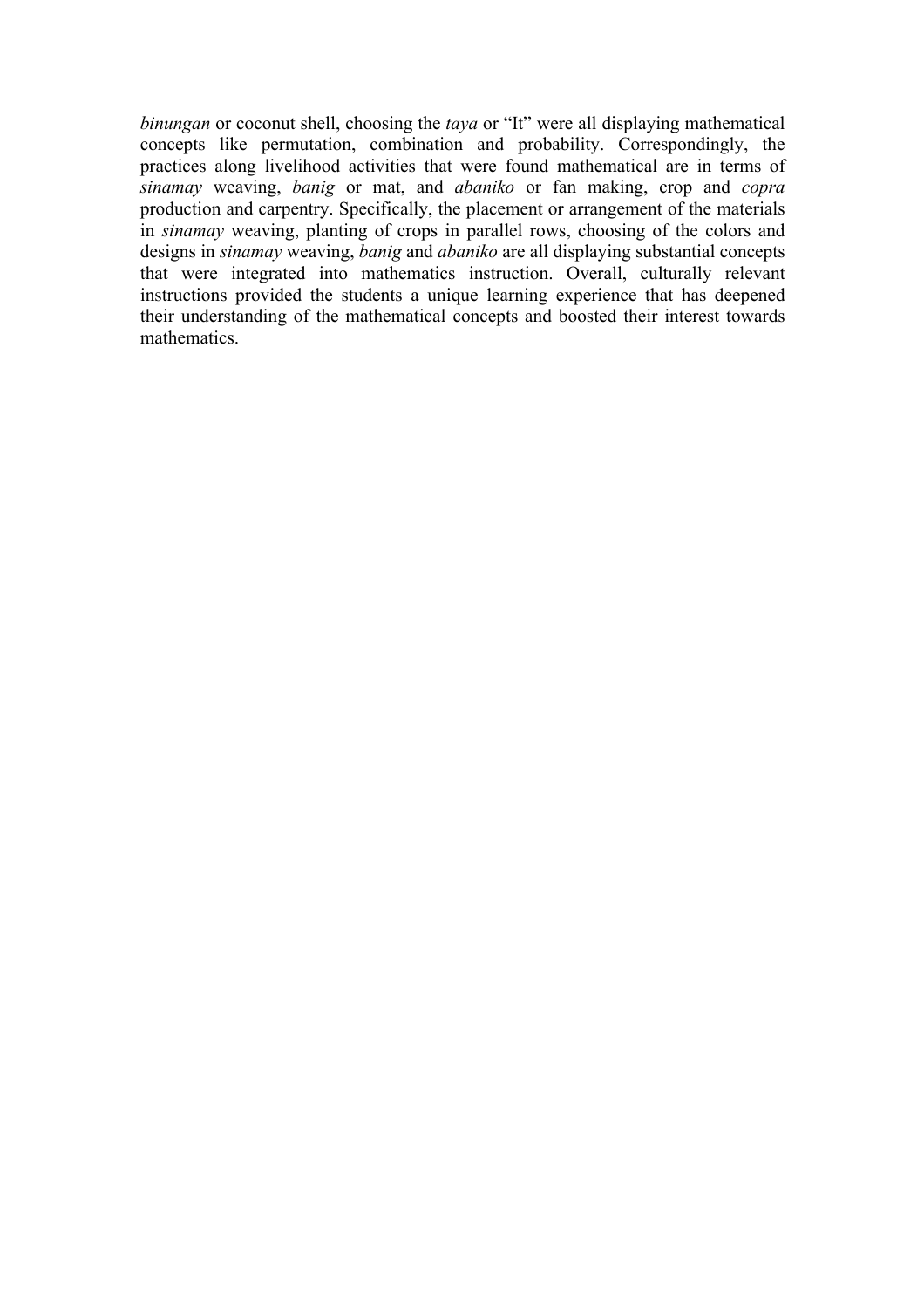*binungan* or coconut shell, choosing the *taya* or "It" were all displaying mathematical concepts like permutation, combination and probability. Correspondingly, the practices along livelihood activities that were found mathematical are in terms of *sinamay* weaving, *banig* or mat, and *abaniko* or fan making, crop and *copra* production and carpentry. Specifically, the placement or arrangement of the materials in *sinamay* weaving, planting of crops in parallel rows, choosing of the colors and designs in *sinamay* weaving, *banig* and *abaniko* are all displaying substantial concepts that were integrated into mathematics instruction. Overall, culturally relevant instructions provided the students a unique learning experience that has deepened their understanding of the mathematical concepts and boosted their interest towards mathematics.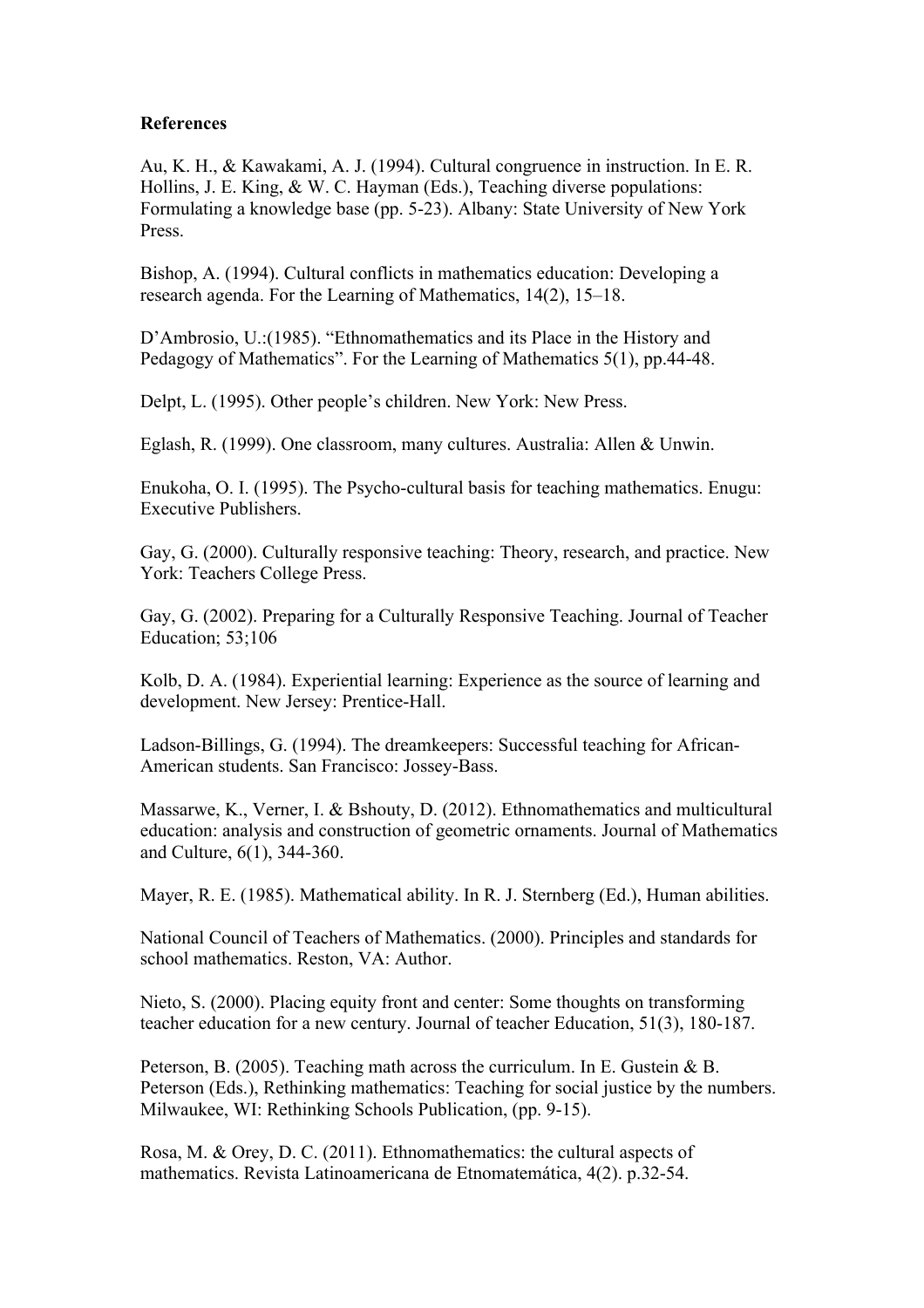**References**

Au, K. H., & Kawakami, A. J. (1994). Cultural congruence in instruction. In E. R. Hollins, J. E. King, & W. C. Hayman (Eds.), Teaching diverse populations: Formulating a knowledge base (pp. 5-23). Albany: State University of New York Press.

Bishop, A. (1994). Cultural conflicts in mathematics education: Developing a research agenda. For the Learning of Mathematics, 14(2), 15–18.

D'Ambrosio, U.:(1985). "Ethnomathematics and its Place in the History and Pedagogy of Mathematics". For the Learning of Mathematics 5(1), pp.44-48.

Delpt, L. (1995). Other people's children. New York: New Press.

Eglash, R. (1999). One classroom, many cultures. Australia: Allen & Unwin.

Enukoha, O. I. (1995). The Psycho-cultural basis for teaching mathematics. Enugu: Executive Publishers.

Gay, G. (2000). Culturally responsive teaching: Theory, research, and practice. New York: Teachers College Press.

Gay, G. (2002). Preparing for a Culturally Responsive Teaching. Journal of Teacher Education; 53;106

Kolb, D. A. (1984). Experiential learning: Experience as the source of learning and development. New Jersey: Prentice-Hall.

Ladson-Billings, G. (1994). The dreamkeepers: Successful teaching for African-American students. San Francisco: Jossey-Bass.

Massarwe, K., Verner, I. & Bshouty, D. (2012). Ethnomathematics and multicultural education: analysis and construction of geometric ornaments. Journal of Mathematics and Culture, 6(1), 344-360.

Mayer, R. E. (1985). Mathematical ability. In R. J. Sternberg (Ed.), Human abilities.

National Council of Teachers of Mathematics. (2000). Principles and standards for school mathematics. Reston, VA: Author.

Nieto, S. (2000). Placing equity front and center: Some thoughts on transforming teacher education for a new century. Journal of teacher Education, 51(3), 180-187.

Peterson, B. (2005). Teaching math across the curriculum. In E. Gustein & B. Peterson (Eds.), Rethinking mathematics: Teaching for social justice by the numbers. Milwaukee, WI: Rethinking Schools Publication, (pp. 9-15).

Rosa, M. & Orey, D. C. (2011). Ethnomathematics: the cultural aspects of mathematics. Revista Latinoamericana de Etnomatemática, 4(2). p.32-54.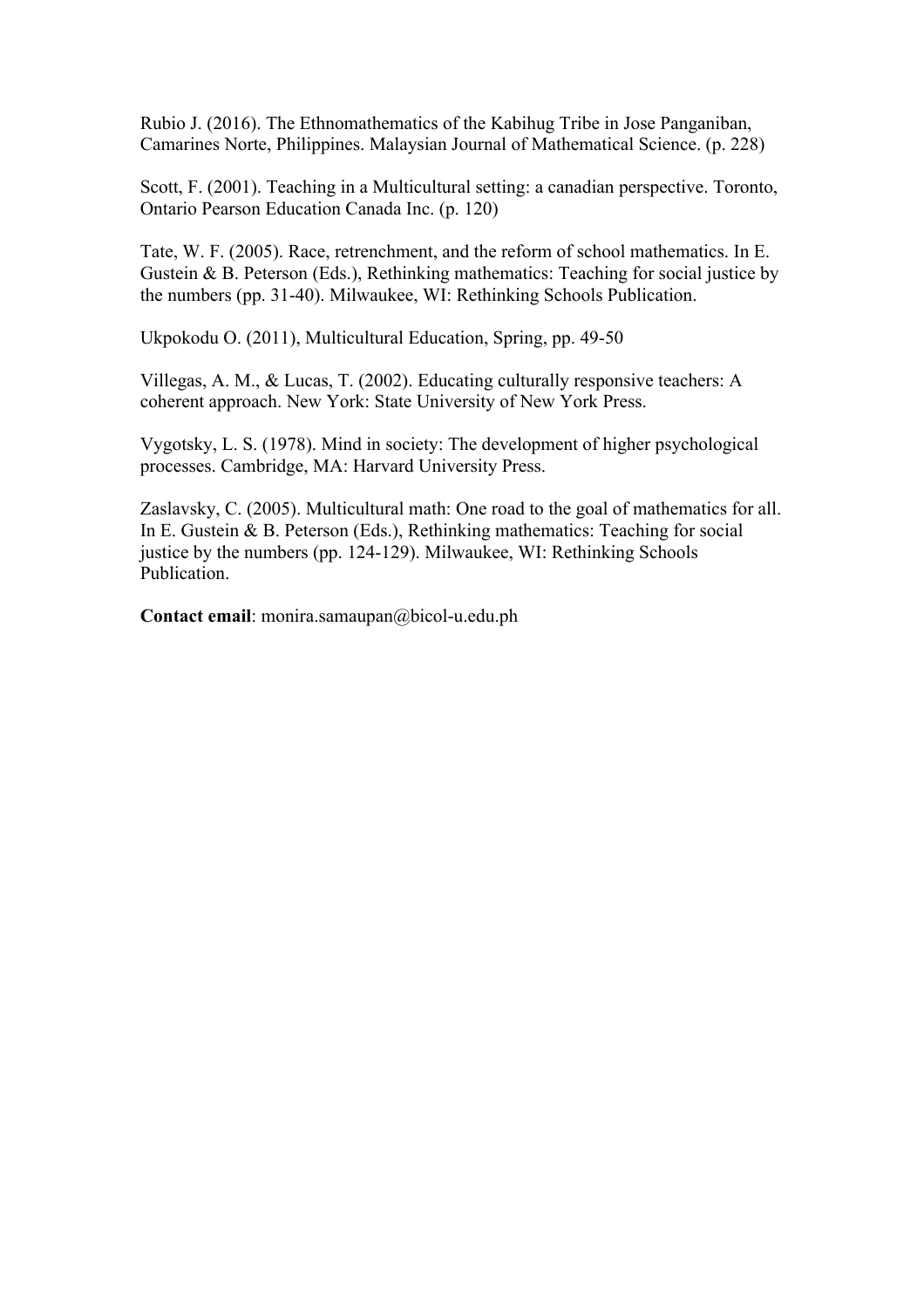Rubio J. (2016). The Ethnomathematics of the Kabihug Tribe in Jose Panganiban, Camarines Norte, Philippines. Malaysian Journal of Mathematical Science. (p. 228)

Scott, F. (2001). Teaching in a Multicultural setting: a canadian perspective. Toronto, Ontario Pearson Education Canada Inc. (p. 120)

Tate, W. F. (2005). Race, retrenchment, and the reform of school mathematics. In E. Gustein & B. Peterson (Eds.), Rethinking mathematics: Teaching for social justice by the numbers (pp. 31-40). Milwaukee, WI: Rethinking Schools Publication.

Ukpokodu O. (2011), Multicultural Education, Spring, pp. 49-50

Villegas, A. M., & Lucas, T. (2002). Educating culturally responsive teachers: A coherent approach. New York: State University of New York Press.

Vygotsky, L. S. (1978). Mind in society: The development of higher psychological processes. Cambridge, MA: Harvard University Press.

Zaslavsky, C. (2005). Multicultural math: One road to the goal of mathematics for all. In E. Gustein & B. Peterson (Eds.), Rethinking mathematics: Teaching for social justice by the numbers (pp. 124-129). Milwaukee, WI: Rethinking Schools Publication.

**Contact email**: monira.samaupan@bicol-u.edu.ph